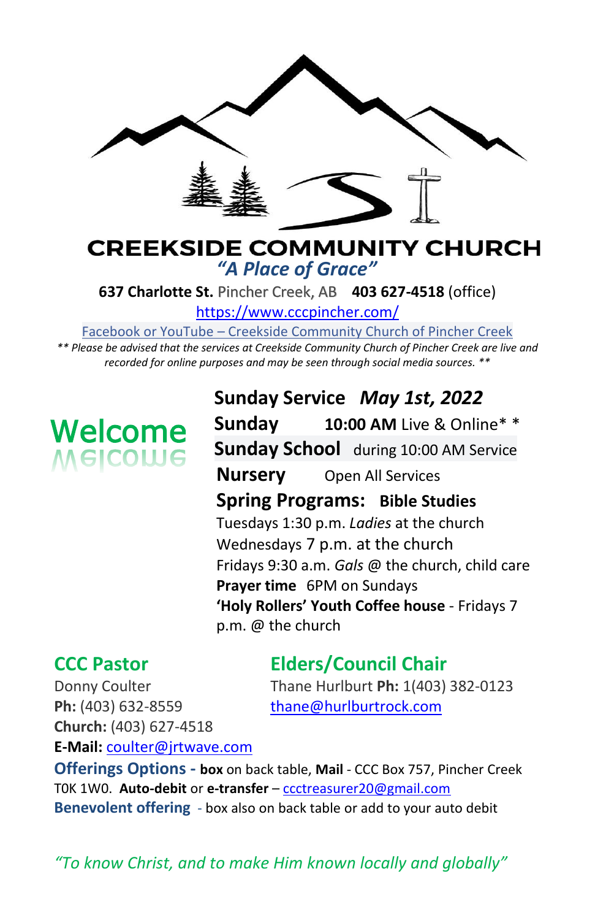# CREEKSIDE COMMUNITY CHURCH

*"A Place of Grace"*

**637 Charlotte St.** Pincher Creek, AB **403 627-4518** (office)

https://www.cccpincher.com/

Facebook or YouTube – Creekside Community Church of Pincher Creek

*** Please be advised that the services at Creekside Community Church of Pincher Creek are live and recorded for online purposes and may be seen through social media sources. ***

## Welcome

**Sunday Service** ***May 1st, 2022***

**Sunday** **10:00 AM** Live & Online* *

**Sunday School** during 10:00 AM Service

**Nursery** Open All Services

**Spring Programs: Bible Studies**

Tuesdays 1:30 p.m. *Ladies* at the church

Wednesdays 7 p.m. at the church

Fridays 9:30 a.m. *Gals* @ the church, child care

**Prayer time** 6PM on Sundays

**'Holy Rollers' Youth Coffee house** - Fridays 7 p.m. @ the church

## CCC Pastor

Donny Coulter

**Ph:** (403) 632-8559

**Church:** (403) 627-4518

**E-Mail:** coulter@jrtwave.com

## Elders/Council Chair

Thane Hurlburt **Ph:** 1(403) 382-0123

thane@hurlburtrock.com

**Offerings Options - box** on back table, **Mail** - CCC Box 757, Pincher Creek T0K 1W0. **Auto-debit** or **e-transfer** – ccctreasurer20@gmail.com

**Benevolent offering** - box also on back table or add to your auto debit

*"To know Christ, and to make Him known locally and globally"*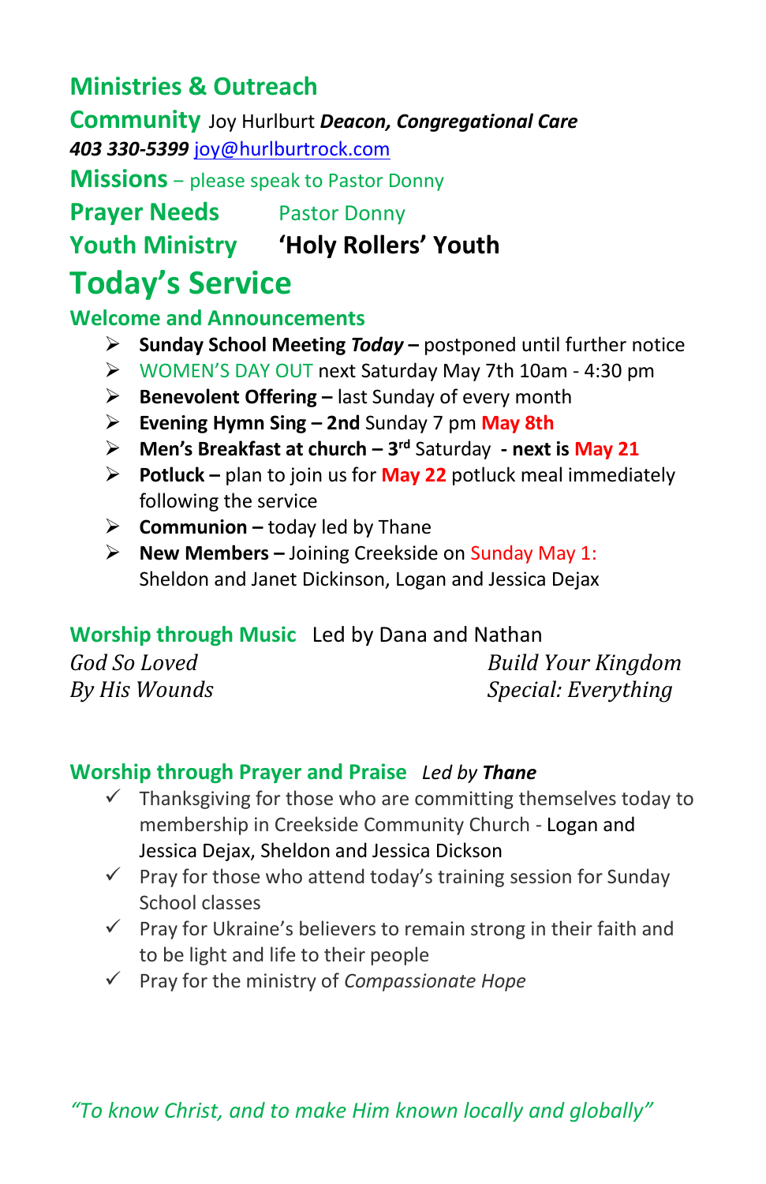## Ministries & Outreach

**Community** Joy Hurlburt ***Deacon, Congregational Care***
***403 330-5399*** joy@hurlburtrock.com

**Missions** – please speak to Pastor Donny

**Prayer Needs** Pastor Donny

**Youth Ministry** **'Holy Rollers' Youth**

# Today's Service

### Welcome and Announcements

- **Sunday School Meeting *Today* –** postponed until further notice
- WOMEN'S DAY OUT next Saturday May 7th 10am - 4:30 pm
- **Benevolent Offering –** last Sunday of every month
- **Evening Hymn Sing – 2nd** Sunday 7 pm **May 8th**
- **Men's Breakfast at church – 3rd** Saturday **- next is May 21**
- **Potluck –** plan to join us for **May 22** potluck meal immediately following the service
- **Communion –** today led by Thane
- **New Members –** Joining Creekside on Sunday May 1: Sheldon and Janet Dickinson, Logan and Jessica Dejax

**Worship through Music** Led by Dana and Nathan

*God So Loved*
*By His Wounds*
*Build Your Kingdom*
*Special: Everything*

**Worship through Prayer and Praise** *Led by **Thane***

- ✓ Thanksgiving for those who are committing themselves today to membership in Creekside Community Church - Logan and Jessica Dejax, Sheldon and Jessica Dickson
- ✓ Pray for those who attend today's training session for Sunday School classes
- ✓ Pray for Ukraine's believers to remain strong in their faith and to be light and life to their people
- ✓ Pray for the ministry of *Compassionate Hope*

*"To know Christ, and to make Him known locally and globally"*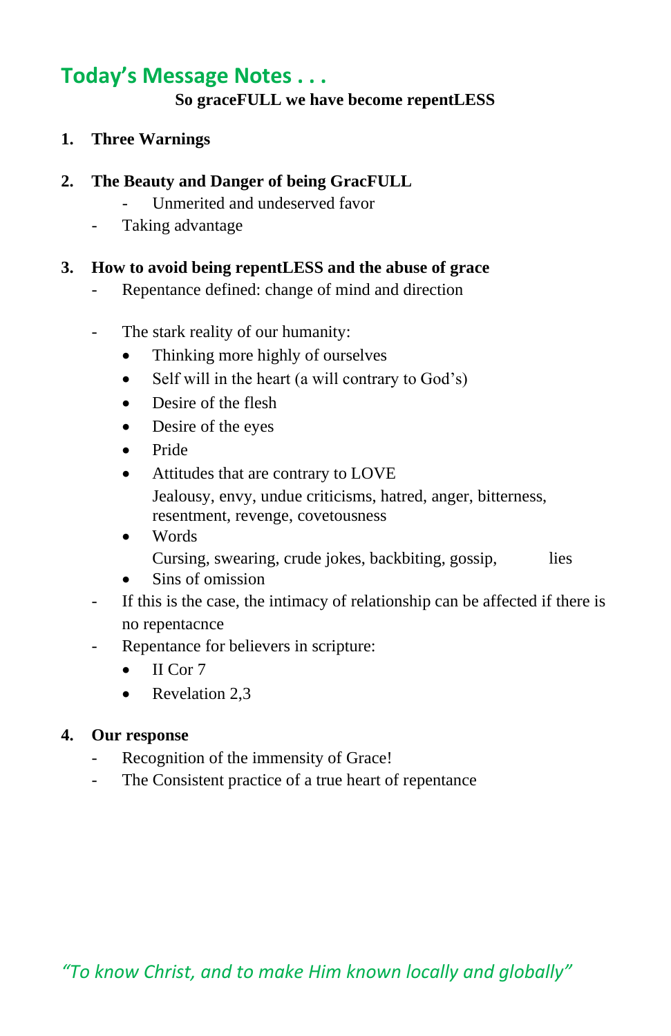## Today's Message Notes . . .

**So graceFULL we have become repentLESS**

1. **Three Warnings**

2. **The Beauty and Danger of being GracFULL**
   - Unmerited and undeserved favor
   - Taking advantage

3. **How to avoid being repentLESS and the abuse of grace**
   - Repentance defined: change of mind and direction

   - The stark reality of our humanity:
     - Thinking more highly of ourselves
     - Self will in the heart (a will contrary to God's)
     - Desire of the flesh
     - Desire of the eyes
     - Pride
     - Attitudes that are contrary to LOVE
       Jealousy, envy, undue criticisms, hatred, anger, bitterness, resentment, revenge, covetousness
     - Words
       Cursing, swearing, crude jokes, backbiting, gossip, lies
     - Sins of omission
   - If this is the case, the intimacy of relationship can be affected if there is no repentacnce
   - Repentance for believers in scripture:
     - II Cor 7
     - Revelation 2,3

4. **Our response**
   - Recognition of the immensity of Grace!
   - The Consistent practice of a true heart of repentance

*"To know Christ, and to make Him known locally and globally"*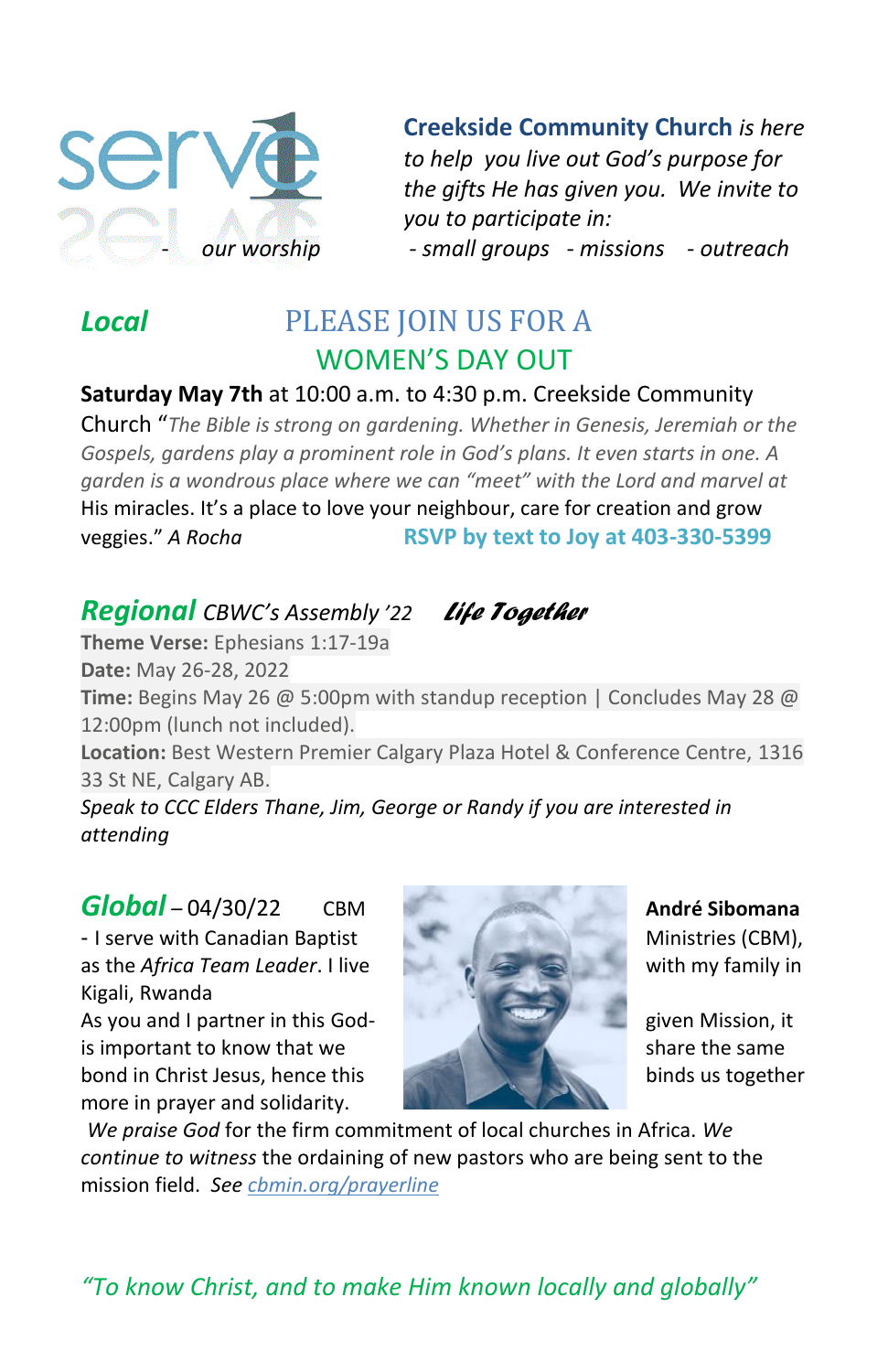serve

**Creekside Community Church** *is here to help you live out God's purpose for the gifts He has given you. We invite to you to participate in:*

- *our worship*
- *small groups*
- *missions*
- *outreach*

## *Local*

### PLEASE JOIN US FOR A WOMEN'S DAY OUT

**Saturday May 7th** at 10:00 a.m. to 4:30 p.m. Creekside Community Church "*The Bible is strong on gardening. Whether in Genesis, Jeremiah or the Gospels, gardens play a prominent role in God's plans. It even starts in one. A garden is a wondrous place where we can "meet" with the Lord and marvel at* His miracles. It's a place to love your neighbour, care for creation and grow veggies." *A Rocha* **RSVP by text to Joy at 403-330-5399**

## *Regional* *CBWC's Assembly '22* ***Life Together***

**Theme Verse:** Ephesians 1:17-19a
**Date:** May 26-28, 2022
**Time:** Begins May 26 @ 5:00pm with standup reception | Concludes May 28 @ 12:00pm (lunch not included).
**Location:** Best Western Premier Calgary Plaza Hotel & Conference Centre, 1316 33 St NE, Calgary AB.
*Speak to CCC Elders Thane, Jim, George or Randy if you are interested in attending*

## *Global* – 04/30/22 CBM

**André Sibomana** - I serve with Canadian Baptist Ministries (CBM), as the *Africa Team Leader*. I live with my family in Kigali, Rwanda

As you and I partner in this God-given Mission, it is important to know that we share the same bond in Christ Jesus, hence this binds us together more in prayer and solidarity.

*We praise God* for the firm commitment of local churches in Africa. *We continue to witness* the ordaining of new pastors who are being sent to the mission field. *See* cbmin.org/prayerline

*"To know Christ, and to make Him known locally and globally"*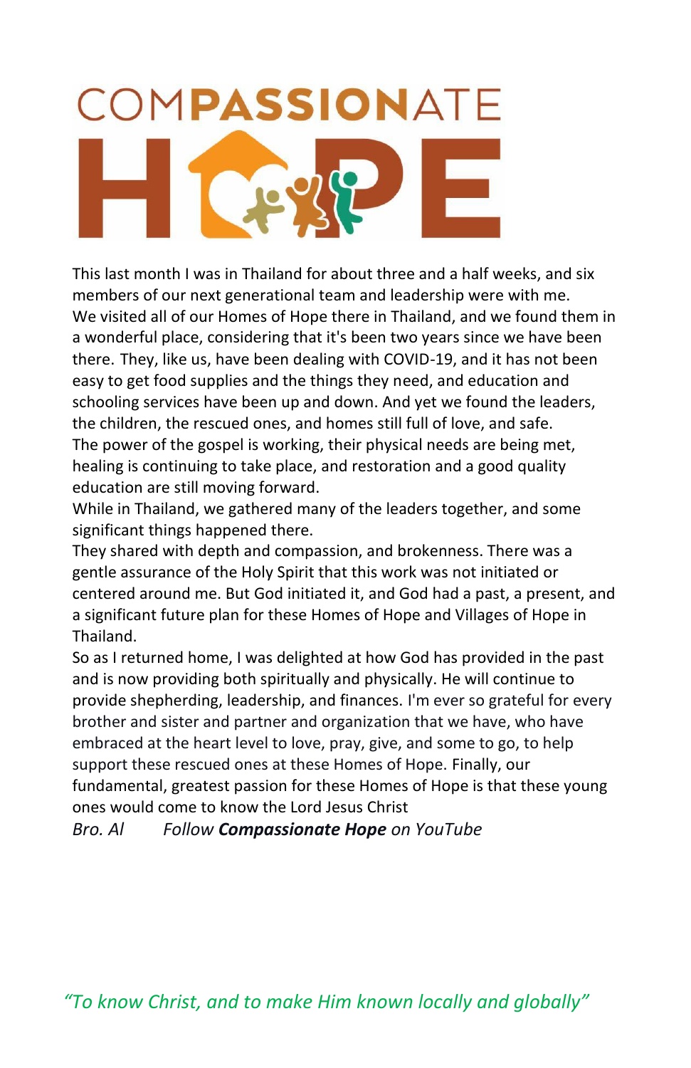# COMPASSIONATE HOPE

This last month I was in Thailand for about three and a half weeks, and six members of our next generational team and leadership were with me.
We visited all of our Homes of Hope there in Thailand, and we found them in a wonderful place, considering that it's been two years since we have been there. They, like us, have been dealing with COVID-19, and it has not been easy to get food supplies and the things they need, and education and schooling services have been up and down. And yet we found the leaders, the children, the rescued ones, and homes still full of love, and safe.
The power of the gospel is working, their physical needs are being met, healing is continuing to take place, and restoration and a good quality education are still moving forward.
While in Thailand, we gathered many of the leaders together, and some significant things happened there.
They shared with depth and compassion, and brokenness. There was a gentle assurance of the Holy Spirit that this work was not initiated or centered around me. But God initiated it, and God had a past, a present, and a significant future plan for these Homes of Hope and Villages of Hope in Thailand.
So as I returned home, I was delighted at how God has provided in the past and is now providing both spiritually and physically. He will continue to provide shepherding, leadership, and finances. I'm ever so grateful for every brother and sister and partner and organization that we have, who have embraced at the heart level to love, pray, give, and some to go, to help support these rescued ones at these Homes of Hope. Finally, our fundamental, greatest passion for these Homes of Hope is that these young ones would come to know the Lord Jesus Christ

*Bro. Al* *Follow **Compassionate Hope** on YouTube*

*"To know Christ, and to make Him known locally and globally"*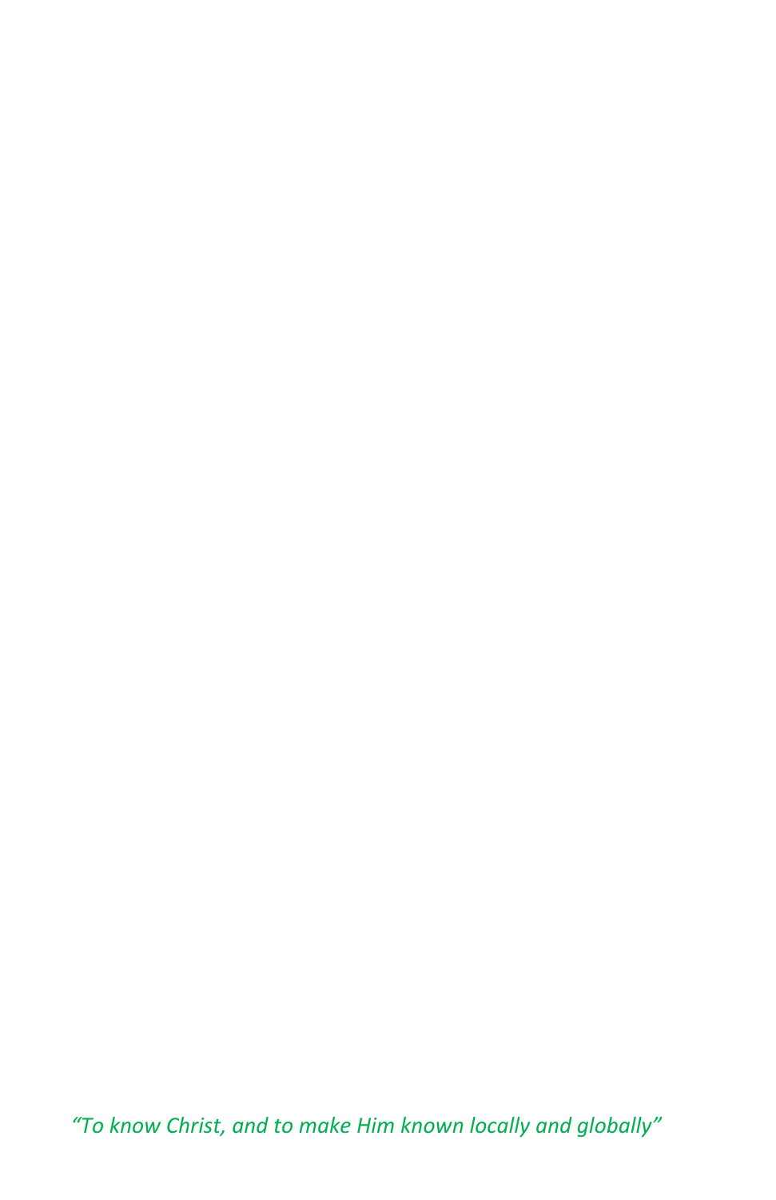*“To know Christ, and to make Him known locally and globally”*